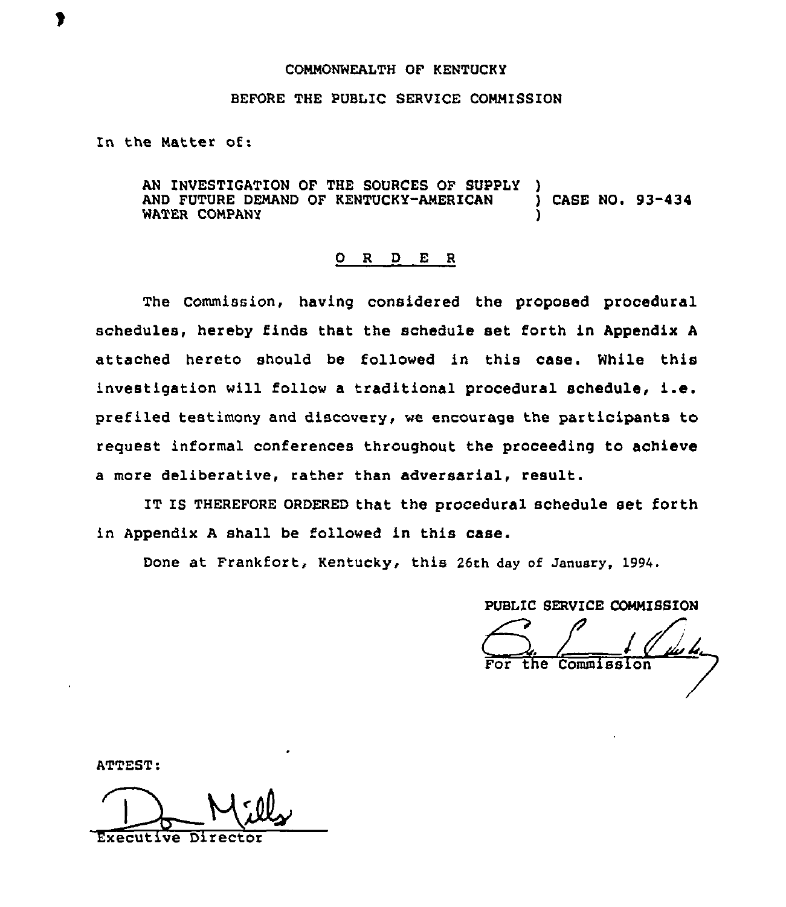COMMONWEALTH OF KENTUCKY

BEFORE THE PUBLIC SERVICE COMMISSION

In the Matter of:

AN INVESTIGATION OF THE SOURCES OF SUPPLY AND FUTURE DEMAND OF KENTUCKY-AMERICAN WATER COMPANY ) CASE NO. 93-434

O R D E R

The Commission, having considered the proposed procedural schedules, hereby finds that the schedule set forth in Appendix A attached hereto should be followed in this case. While this investigation will follow a traditional procedural schedule, i.e. prefiled testimony and discovery, we encourage the participants to request informal conferences throughout the proceeding to achieve a more deliberative, rather than adversarial, result.

IT IS THEREFORE ORDERED that the procedural schedule set forth in Appendix A shall be followed in this case.

Done at Frankfort, Kentucky, this 26th day of January, 1994.

PUBLIC SERVICE COMMISSION

For the Commission

ATTEST:

Executive Director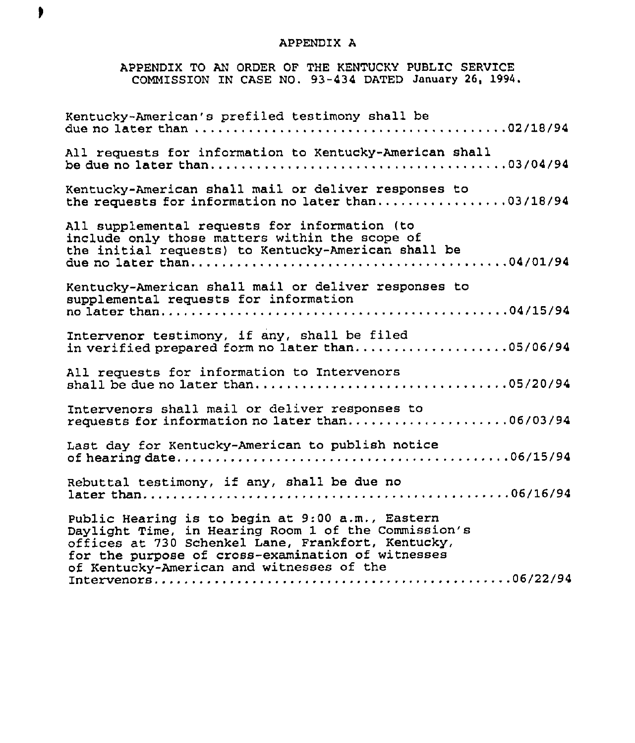# APPENDIX A

APPENDIX TO AN ORDER OF THE KENTUCKY PUBLIC SERVICE COMMISSION IN CASE NO. 93-434 DATED January 26, 1994.

Kentucky-American's prefiled testimony shall be due no later than .......................................02/18/94

All requests for information to Kentucky-American shall be due no later than.......................................03/04/94

Kentucky-American shall mail or deliver responses to the requests for information no later than.................03/18/94

All supplemental requests for information (to include only those matters within the scope of the initial requests) to Kentucky-American shall be due no later than.......................................04/01/94

Kentucky-American shall mail or deliver responses to supplemental requests for information no later than.......................................04/15/94

Intervenor testimony, if any, shall be filed in verified prepared form no later than...................05/06/94

All requests for information to Intervenors shall be due no later than...............................05/20/94

Intervenors shall mail or deliver responses to requests for information no later than....................06/03/94

Last day for Kentucky-American to publish notice of hearing date.......................................06/15/94

Rebuttal testimony, if any, shall be due no later than.......................................06/16/94

Public Hearing is to begin at 9:00 a.m., Eastern Daylight Time, in Hearing Room 1 of the Commission's offices at 730 Schenkel Lane, Frankfort, Kentucky, for the purpose of cross-examination of witnesses of Kentucky-American and witnesses of the Intervenors.......................................06/22/94